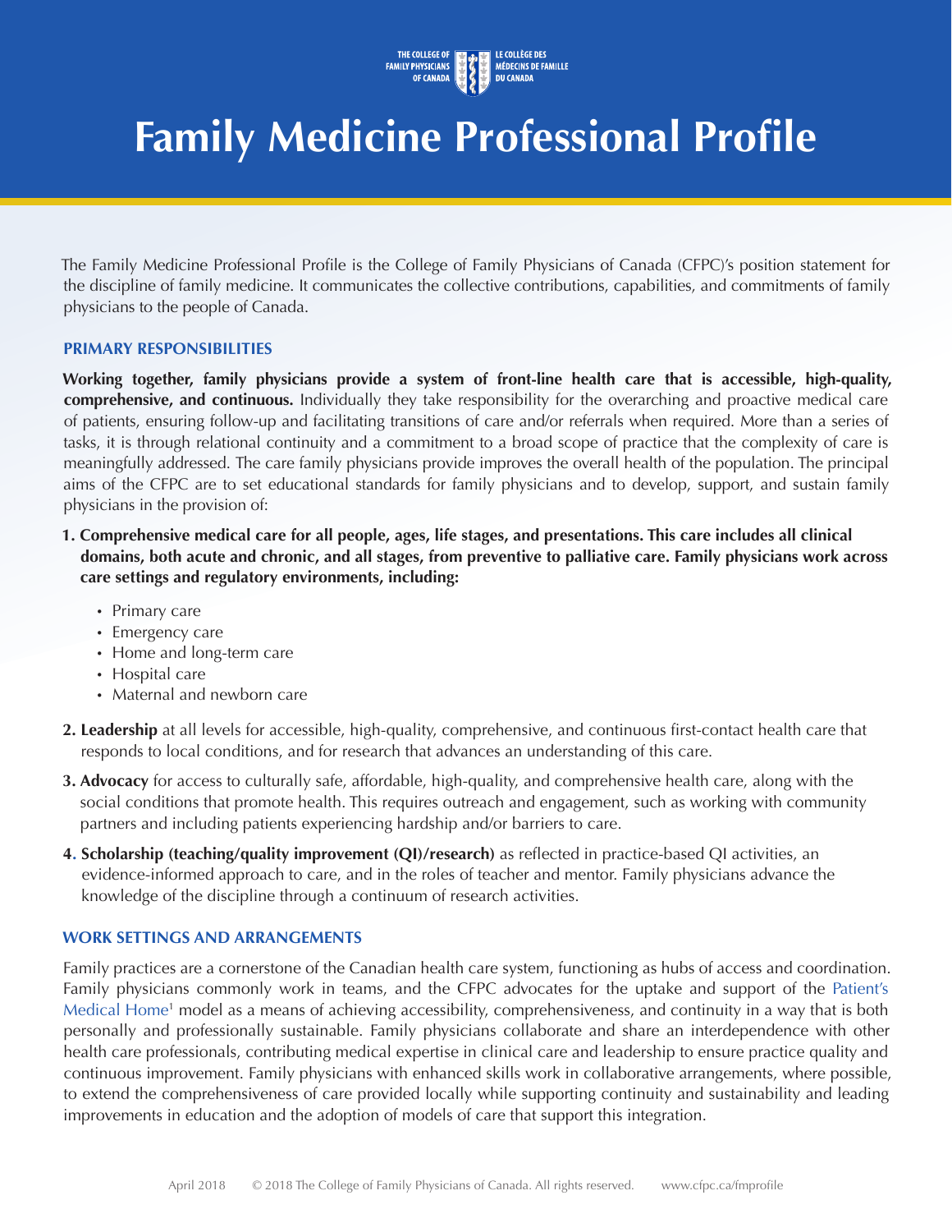# Family Medicine Professional Profile

The Family Medicine Professional Profile is the College of Family Physicians of Canada (CFPC)'s position statement for the discipline of family medicine. It communicates the collective contributions, capabilities, and commitments of family physicians to the people of Canada.

## PRIMARY RESPONSIBILITIES

**Working together, family physicians provide a system of front-line health care that is accessible, high-quality, comprehensive, and continuous.** Individually they take responsibility for the overarching and proactive medical care of patients, ensuring follow-up and facilitating transitions of care and/or referrals when required. More than a series of tasks, it is through relational continuity and a commitment to a broad scope of practice that the complexity of care is meaningfully addressed. The care family physicians provide improves the overall health of the population. The principal aims of the CFPC are to set educational standards for family physicians and to develop, support, and sustain family physicians in the provision of:

1. **Comprehensive medical care for all people, ages, life stages, and presentations. This care includes all clinical domains, both acute and chronic, and all stages, from preventive to palliative care. Family physicians work across care settings and regulatory environments, including:**
   - Primary care
   - Emergency care
   - Home and long-term care
   - Hospital care
   - Maternal and newborn care
2. **Leadership** at all levels for accessible, high-quality, comprehensive, and continuous first-contact health care that responds to local conditions, and for research that advances an understanding of this care.
3. **Advocacy** for access to culturally safe, affordable, high-quality, and comprehensive health care, along with the social conditions that promote health. This requires outreach and engagement, such as working with community partners and including patients experiencing hardship and/or barriers to care.
4. **Scholarship (teaching/quality improvement (QI)/research)** as reflected in practice-based QI activities, an evidence-informed approach to care, and in the roles of teacher and mentor. Family physicians advance the knowledge of the discipline through a continuum of research activities.

## WORK SETTINGS AND ARRANGEMENTS

Family practices are a cornerstone of the Canadian health care system, functioning as hubs of access and coordination. Family physicians commonly work in teams, and the CFPC advocates for the uptake and support of the Patient's Medical Home[1] model as a means of achieving accessibility, comprehensiveness, and continuity in a way that is both personally and professionally sustainable. Family physicians collaborate and share an interdependence with other health care professionals, contributing medical expertise in clinical care and leadership to ensure practice quality and continuous improvement. Family physicians with enhanced skills work in collaborative arrangements, where possible, to extend the comprehensiveness of care provided locally while supporting continuity and sustainability and leading improvements in education and the adoption of models of care that support this integration.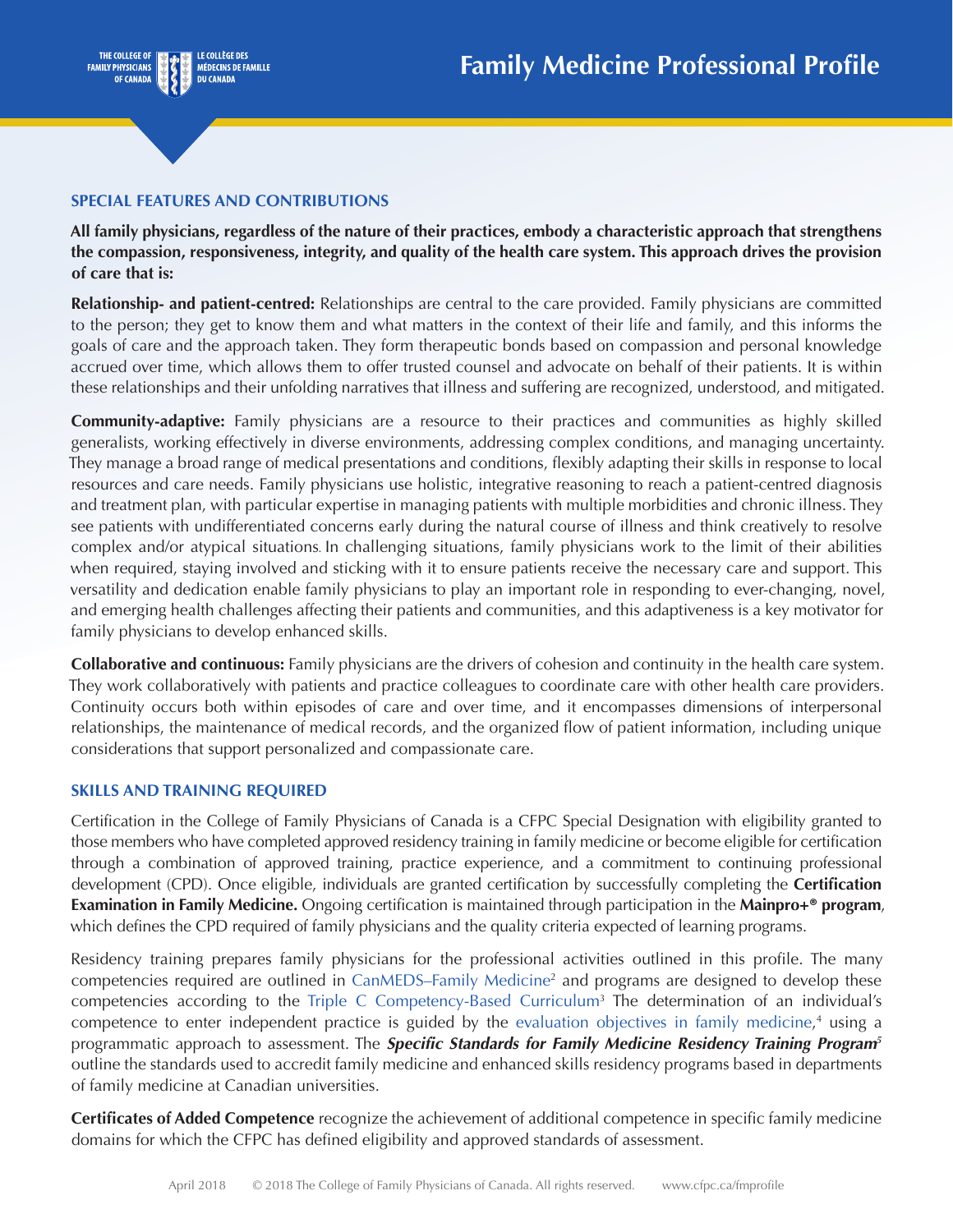## SPECIAL FEATURES AND CONTRIBUTIONS

**All family physicians, regardless of the nature of their practices, embody a characteristic approach that strengthens the compassion, responsiveness, integrity, and quality of the health care system. This approach drives the provision of care that is:**

**Relationship- and patient-centred:** Relationships are central to the care provided. Family physicians are committed to the person; they get to know them and what matters in the context of their life and family, and this informs the goals of care and the approach taken. They form therapeutic bonds based on compassion and personal knowledge accrued over time, which allows them to offer trusted counsel and advocate on behalf of their patients. It is within these relationships and their unfolding narratives that illness and suffering are recognized, understood, and mitigated.

**Community-adaptive:** Family physicians are a resource to their practices and communities as highly skilled generalists, working effectively in diverse environments, addressing complex conditions, and managing uncertainty. They manage a broad range of medical presentations and conditions, flexibly adapting their skills in response to local resources and care needs. Family physicians use holistic, integrative reasoning to reach a patient-centred diagnosis and treatment plan, with particular expertise in managing patients with multiple morbidities and chronic illness. They see patients with undifferentiated concerns early during the natural course of illness and think creatively to resolve complex and/or atypical situations. In challenging situations, family physicians work to the limit of their abilities when required, staying involved and sticking with it to ensure patients receive the necessary care and support. This versatility and dedication enable family physicians to play an important role in responding to ever-changing, novel, and emerging health challenges affecting their patients and communities, and this adaptiveness is a key motivator for family physicians to develop enhanced skills.

**Collaborative and continuous:** Family physicians are the drivers of cohesion and continuity in the health care system. They work collaboratively with patients and practice colleagues to coordinate care with other health care providers. Continuity occurs both within episodes of care and over time, and it encompasses dimensions of interpersonal relationships, the maintenance of medical records, and the organized flow of patient information, including unique considerations that support personalized and compassionate care.

## SKILLS AND TRAINING REQUIRED

Certification in the College of Family Physicians of Canada is a CFPC Special Designation with eligibility granted to those members who have completed approved residency training in family medicine or become eligible for certification through a combination of approved training, practice experience, and a commitment to continuing professional development (CPD). Once eligible, individuals are granted certification by successfully completing the **Certification Examination in Family Medicine.** Ongoing certification is maintained through participation in the **Mainpro+® program**, which defines the CPD required of family physicians and the quality criteria expected of learning programs.

Residency training prepares family physicians for the professional activities outlined in this profile. The many competencies required are outlined in CanMEDS–Family Medicine[2] and programs are designed to develop these competencies according to the Triple C Competency-Based Curriculum[3] The determination of an individual's competence to enter independent practice is guided by the evaluation objectives in family medicine,[4] using a programmatic approach to assessment. The ***Specific Standards for Family Medicine Residency Training Program***[5] outline the standards used to accredit family medicine and enhanced skills residency programs based in departments of family medicine at Canadian universities.

**Certificates of Added Competence** recognize the achievement of additional competence in specific family medicine domains for which the CFPC has defined eligibility and approved standards of assessment.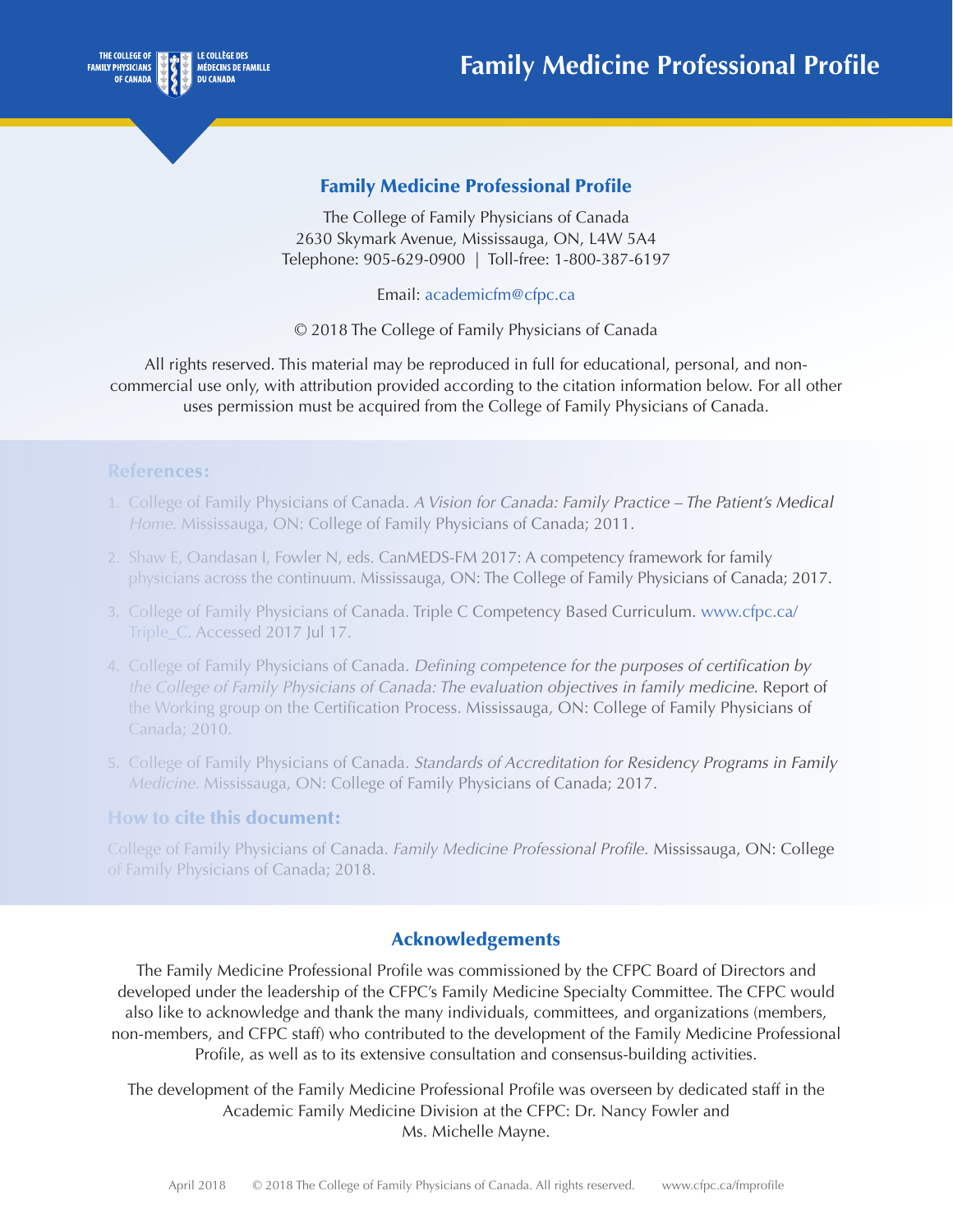# Family Medicine Professional Profile

## Family Medicine Professional Profile

The College of Family Physicians of Canada
2630 Skymark Avenue, Mississauga, ON, L4W 5A4
Telephone: 905-629-0900 | Toll-free: 1-800-387-6197

Email: academicfm@cfpc.ca

© 2018 The College of Family Physicians of Canada

All rights reserved. This material may be reproduced in full for educational, personal, and non-commercial use only, with attribution provided according to the citation information below. For all other uses permission must be acquired from the College of Family Physicians of Canada.

### References:

1. College of Family Physicians of Canada. *A Vision for Canada: Family Practice – The Patient's Medical Home.* Mississauga, ON: College of Family Physicians of Canada; 2011.
2. Shaw E, Oandasan I, Fowler N, eds. CanMEDS-FM 2017: A competency framework for family physicians across the continuum. Mississauga, ON: The College of Family Physicians of Canada; 2017.
3. College of Family Physicians of Canada. Triple C Competency Based Curriculum. www.cfpc.ca/Triple_C. Accessed 2017 Jul 17.
4. College of Family Physicians of Canada. *Defining competence for the purposes of certification by the College of Family Physicians of Canada: The evaluation objectives in family medicine.* Report of the Working group on the Certification Process. Mississauga, ON: College of Family Physicians of Canada; 2010.
5. College of Family Physicians of Canada. *Standards of Accreditation for Residency Programs in Family Medicine.* Mississauga, ON: College of Family Physicians of Canada; 2017.

### How to cite this document:

College of Family Physicians of Canada. *Family Medicine Professional Profile.* Mississauga, ON: College of Family Physicians of Canada; 2018.

## Acknowledgements

The Family Medicine Professional Profile was commissioned by the CFPC Board of Directors and developed under the leadership of the CFPC's Family Medicine Specialty Committee. The CFPC would also like to acknowledge and thank the many individuals, committees, and organizations (members, non-members, and CFPC staff) who contributed to the development of the Family Medicine Professional Profile, as well as to its extensive consultation and consensus-building activities.

The development of the Family Medicine Professional Profile was overseen by dedicated staff in the Academic Family Medicine Division at the CFPC: Dr. Nancy Fowler and Ms. Michelle Mayne.